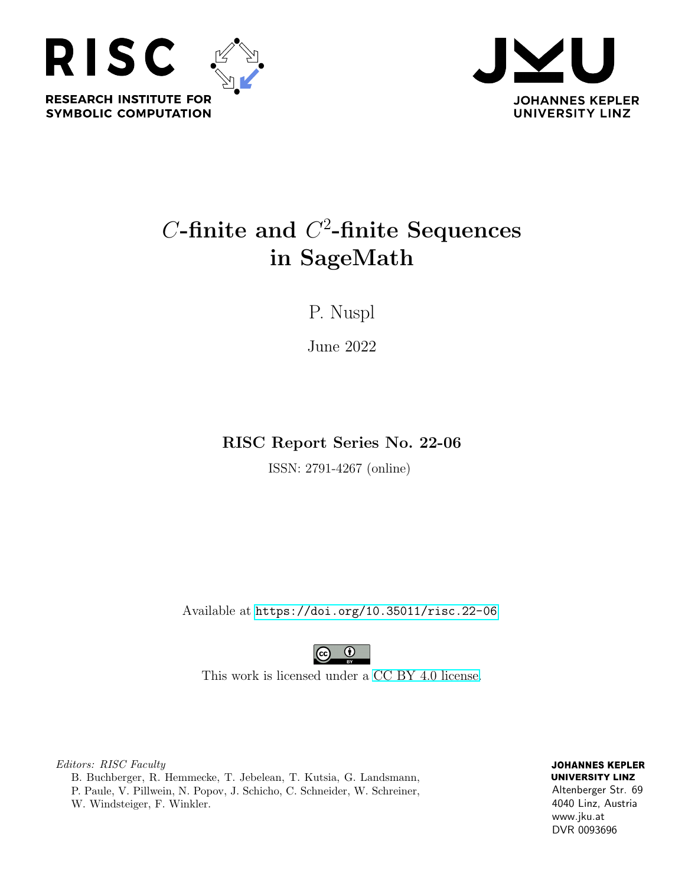RISC

RESEARCH INSTITUTE FOR SYMBOLIC COMPUTATION

JOHANNES KEPLER UNIVERSITY LINZ

# $C$-finite and $C^2$-finite Sequences in SageMath

P. Nuspl

June 2022

**RISC Report Series No. 22-06**

ISSN: 2791-4267 (online)

Available at https://doi.org/10.35011/risc.22-06

This work is licensed under a CC BY 4.0 license.

*Editors: RISC Faculty*
B. Buchberger, R. Hemmecke, T. Jebelean, T. Kutsia, G. Landsmann, P. Paule, V. Pillwein, N. Popov, J. Schicho, C. Schneider, W. Schreiner, W. Windsteiger, F. Winkler.

**JOHANNES KEPLER UNIVERSITY LINZ**
Altenberger Str. 69
4040 Linz, Austria
www.jku.at
DVR 0093696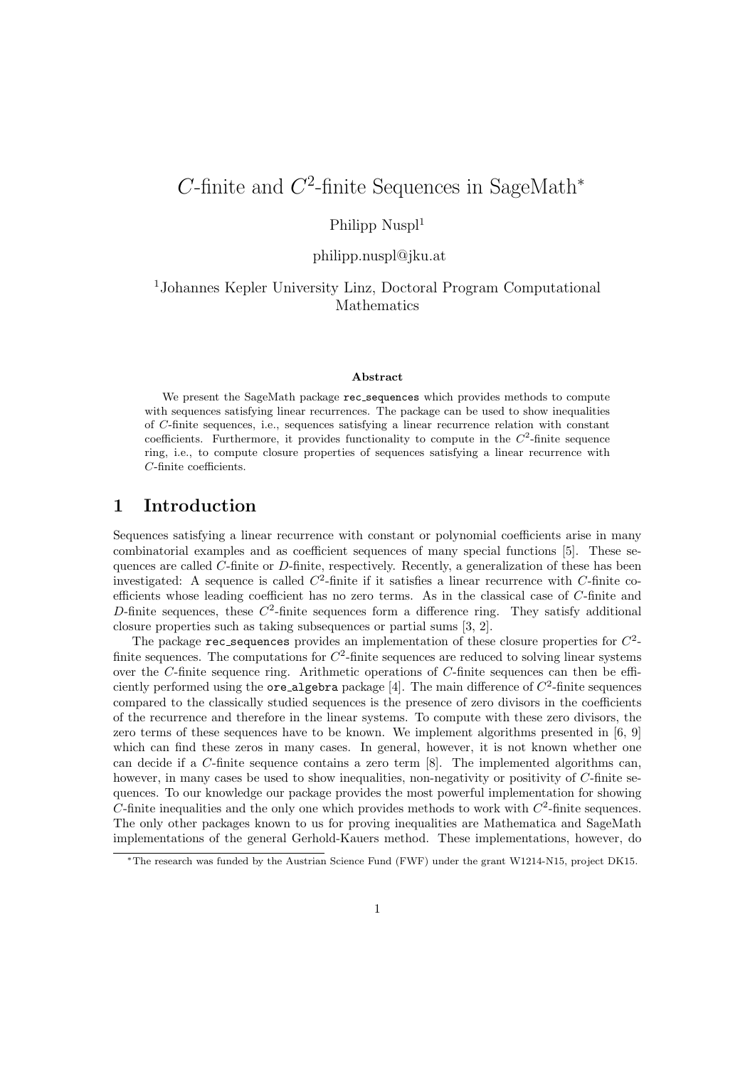# $C$-finite and $C^2$-finite Sequences in SageMath*

Philipp Nuspl[1]

philipp.nuspl@jku.at

[1]Johannes Kepler University Linz, Doctoral Program Computational Mathematics

### Abstract

We present the SageMath package `rec_sequences` which provides methods to compute with sequences satisfying linear recurrences. The package can be used to show inequalities of $C$-finite sequences, i.e., sequences satisfying a linear recurrence relation with constant coefficients. Furthermore, it provides functionality to compute in the $C^2$-finite sequence ring, i.e., to compute closure properties of sequences satisfying a linear recurrence with $C$-finite coefficients.

## 1 Introduction

Sequences satisfying a linear recurrence with constant or polynomial coefficients arise in many combinatorial examples and as coefficient sequences of many special functions [5]. These sequences are called $C$-finite or $D$-finite, respectively. Recently, a generalization of these has been investigated: A sequence is called $C^2$-finite if it satisfies a linear recurrence with $C$-finite coefficients whose leading coefficient has no zero terms. As in the classical case of $C$-finite and $D$-finite sequences, these $C^2$-finite sequences form a difference ring. They satisfy additional closure properties such as taking subsequences or partial sums [3, 2].

The package `rec_sequences` provides an implementation of these closure properties for $C^2$-finite sequences. The computations for $C^2$-finite sequences are reduced to solving linear systems over the $C$-finite sequence ring. Arithmetic operations of $C$-finite sequences can then be efficiently performed using the `ore_algebra` package [4]. The main difference of $C^2$-finite sequences compared to the classically studied sequences is the presence of zero divisors in the coefficients of the recurrence and therefore in the linear systems. To compute with these zero divisors, the zero terms of these sequences have to be known. We implement algorithms presented in [6, 9] which can find these zeros in many cases. In general, however, it is not known whether one can decide if a $C$-finite sequence contains a zero term [8]. The implemented algorithms can, however, in many cases be used to show inequalities, non-negativity or positivity of $C$-finite sequences. To our knowledge our package provides the most powerful implementation for showing $C$-finite inequalities and the only one which provides methods to work with $C^2$-finite sequences. The only other packages known to us for proving inequalities are Mathematica and SageMath implementations of the general Gerhold-Kauers method. These implementations, however, do

*The research was funded by the Austrian Science Fund (FWF) under the grant W1214-N15, project DK15.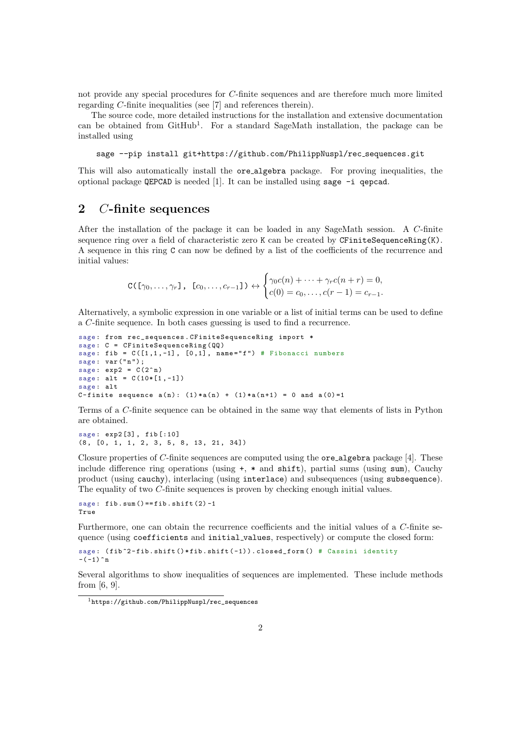not provide any special procedures for $C$-finite sequences and are therefore much more limited regarding $C$-finite inequalities (see [7] and references therein).

The source code, more detailed instructions for the installation and extensive documentation can be obtained from GitHub[1]. For a standard SageMath installation, the package can be installed using

```
sage --pip install git+https://github.com/PhilippNuspl/rec_sequences.git
```

This will also automatically install the `ore_algebra` package. For proving inequalities, the optional package `QEPCAD` is needed [1]. It can be installed using `sage -i qepcad`.

## 2 $C$-finite sequences

After the installation of the package it can be loaded in any SageMath session. A $C$-finite sequence ring over a field of characteristic zero `K` can be created by `CFiniteSequenceRing(K)`. A sequence in this ring `C` can now be defined by a list of the coefficients of the recurrence and initial values:

$$\texttt{C([}\gamma_0,\dots,\gamma_r\texttt{], [}c_0,\dots,c_{r-1}\texttt{])} \leftrightarrow \begin{cases} \gamma_0 c(n) + \cdots + \gamma_r c(n+r) = 0, \\ c(0) = c_0, \dots, c(r-1) = c_{r-1}. \end{cases}$$

Alternatively, a symbolic expression in one variable or a list of initial terms can be used to define a $C$-finite sequence. In both cases guessing is used to find a recurrence.

```
sage: from rec_sequences.CFiniteSequenceRing import *
sage: C = CFiniteSequenceRing(QQ)
sage: fib = C([1,1,-1], [0,1], name="f") # Fibonacci numbers
sage: var("n");
sage: exp2 = C(2^n)
sage: alt = C(10*[1,-1])
sage: alt
C-finite sequence a(n): (1)*a(n) + (1)*a(n+1) = 0 and a(0)=1
```

Terms of a $C$-finite sequence can be obtained in the same way that elements of lists in Python are obtained.

```
sage: exp2[3], fib[:10]
(8, [0, 1, 1, 2, 3, 5, 8, 13, 21, 34])
```

Closure properties of $C$-finite sequences are computed using the `ore_algebra` package [4]. These include difference ring operations (using `+`, `*` and `shift`), partial sums (using `sum`), Cauchy product (using `cauchy`), interlacing (using `interlace`) and subsequences (using `subsequence`). The equality of two $C$-finite sequences is proven by checking enough initial values.

```
sage: fib.sum()==fib.shift(2)-1
True
```

Furthermore, one can obtain the recurrence coefficients and the initial values of a $C$-finite sequence (using `coefficients` and `initial_values`, respectively) or compute the closed form:

```
sage: (fib^2-fib.shift()*fib.shift(-1)).closed_form() # Cassini identity
-(-1)^n
```

Several algorithms to show inequalities of sequences are implemented. These include methods from [6, 9].

[1] https://github.com/PhilippNuspl/rec_sequences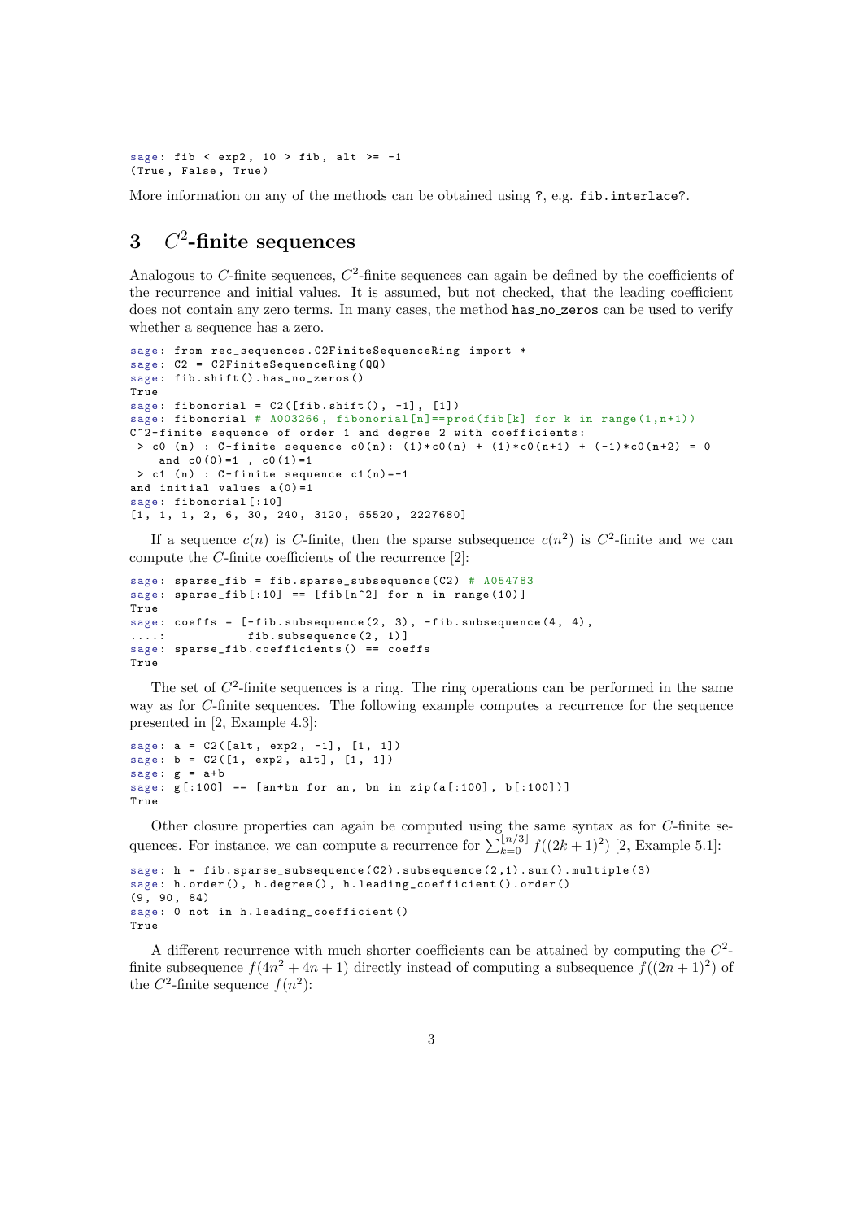```
sage: fib < exp2, 10 > fib, alt >= -1
(True, False, True)
```

More information on any of the methods can be obtained using `?`, e.g. `fib.interlace?`.

## 3 $C^2$-finite sequences

Analogous to $C$-finite sequences, $C^2$-finite sequences can again be defined by the coefficients of the recurrence and initial values. It is assumed, but not checked, that the leading coefficient does not contain any zero terms. In many cases, the method `has_no_zeros` can be used to verify whether a sequence has a zero.

```
sage: from rec_sequences.C2FiniteSequenceRing import *
sage: C2 = C2FiniteSequenceRing(QQ)
sage: fib.shift().has_no_zeros()
True
sage: fibonorial = C2([fib.shift(), -1], [1])
sage: fibonorial # A003266, fibonorial[n]==prod(fib[k] for k in range(1,n+1))
C^2-finite sequence of order 1 and degree 2 with coefficients:
 > c0 (n) : C-finite sequence c0(n): (1)*c0(n) + (1)*c0(n+1) + (-1)*c0(n+2) = 0
    and c0(0)=1 , c0(1)=1
 > c1 (n) : C-finite sequence c1(n)=-1
and initial values a(0)=1
sage: fibonorial[:10]
[1, 1, 1, 2, 6, 30, 240, 3120, 65520, 2227680]
```

If a sequence $c(n)$ is $C$-finite, then the sparse subsequence $c(n^2)$ is $C^2$-finite and we can compute the $C$-finite coefficients of the recurrence [2]:

```
sage: sparse_fib = fib.sparse_subsequence(C2) # A054783
sage: sparse_fib[:10] == [fib[n^2] for n in range(10)]
True
sage: coeffs = [-fib.subsequence(2, 3), -fib.subsequence(4, 4),
....:           fib.subsequence(2, 1)]
sage: sparse_fib.coefficients() == coeffs
True
```

The set of $C^2$-finite sequences is a ring. The ring operations can be performed in the same way as for $C$-finite sequences. The following example computes a recurrence for the sequence presented in [2, Example 4.3]:

```
sage: a = C2([alt, exp2, -1], [1, 1])
sage: b = C2([1, exp2, alt], [1, 1])
sage: g = a+b
sage: g[:100] == [an+bn for an, bn in zip(a[:100], b[:100])]
True
```

Other closure properties can again be computed using the same syntax as for $C$-finite sequences. For instance, we can compute a recurrence for $\sum_{k=0}^{\lfloor n/3 \rfloor} f((2k+1)^2)$ [2, Example 5.1]:

```
sage: h = fib.sparse_subsequence(C2).subsequence(2,1).sum().multiple(3)
sage: h.order(), h.degree(), h.leading_coefficient().order()
(9, 90, 84)
sage: 0 not in h.leading_coefficient()
True
```

A different recurrence with much shorter coefficients can be attained by computing the $C^2$-finite subsequence $f(4n^2+4n+1)$ directly instead of computing a subsequence $f((2n+1)^2)$ of the $C^2$-finite sequence $f(n^2)$: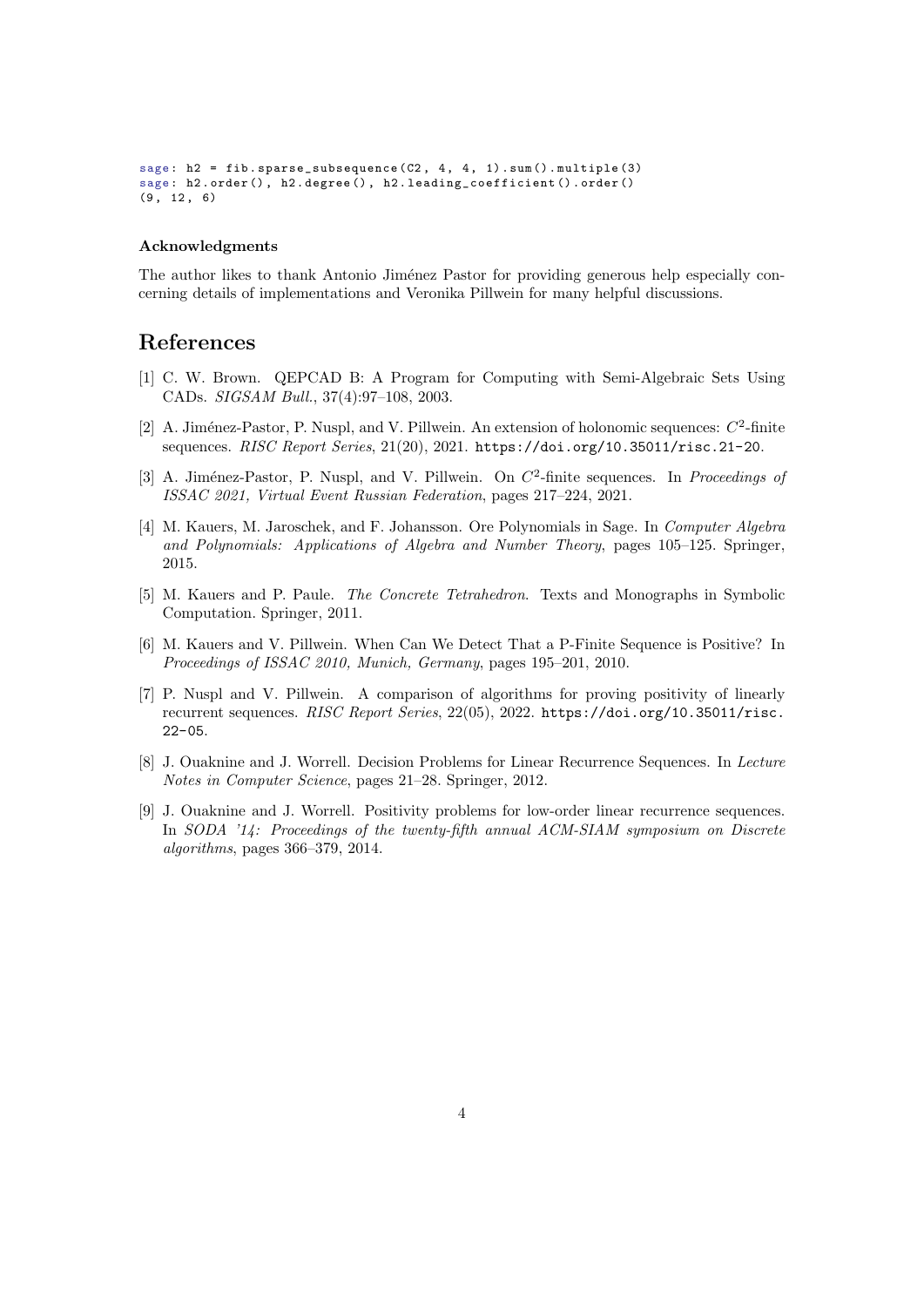```
sage: h2 = fib.sparse_subsequence(C2, 4, 4, 1).sum().multiple(3)
sage: h2.order(), h2.degree(), h2.leading_coefficient().order()
(9, 12, 6)
```

#### Acknowledgments

The author likes to thank Antonio Jiménez Pastor for providing generous help especially concerning details of implementations and Veronika Pillwein for many helpful discussions.

## References

[1] C. W. Brown. QEPCAD B: A Program for Computing with Semi-Algebraic Sets Using CADs. *SIGSAM Bull.*, 37(4):97–108, 2003.

[2] A. Jiménez-Pastor, P. Nuspl, and V. Pillwein. An extension of holonomic sequences: $C^2$-finite sequences. *RISC Report Series*, 21(20), 2021. `https://doi.org/10.35011/risc.21-20`.

[3] A. Jiménez-Pastor, P. Nuspl, and V. Pillwein. On $C^2$-finite sequences. In *Proceedings of ISSAC 2021, Virtual Event Russian Federation*, pages 217–224, 2021.

[4] M. Kauers, M. Jaroschek, and F. Johansson. Ore Polynomials in Sage. In *Computer Algebra and Polynomials: Applications of Algebra and Number Theory*, pages 105–125. Springer, 2015.

[5] M. Kauers and P. Paule. *The Concrete Tetrahedron*. Texts and Monographs in Symbolic Computation. Springer, 2011.

[6] M. Kauers and V. Pillwein. When Can We Detect That a P-Finite Sequence is Positive? In *Proceedings of ISSAC 2010, Munich, Germany*, pages 195–201, 2010.

[7] P. Nuspl and V. Pillwein. A comparison of algorithms for proving positivity of linearly recurrent sequences. *RISC Report Series*, 22(05), 2022. `https://doi.org/10.35011/risc.22-05`.

[8] J. Ouaknine and J. Worrell. Decision Problems for Linear Recurrence Sequences. In *Lecture Notes in Computer Science*, pages 21–28. Springer, 2012.

[9] J. Ouaknine and J. Worrell. Positivity problems for low-order linear recurrence sequences. In *SODA '14: Proceedings of the twenty-fifth annual ACM-SIAM symposium on Discrete algorithms*, pages 366–379, 2014.